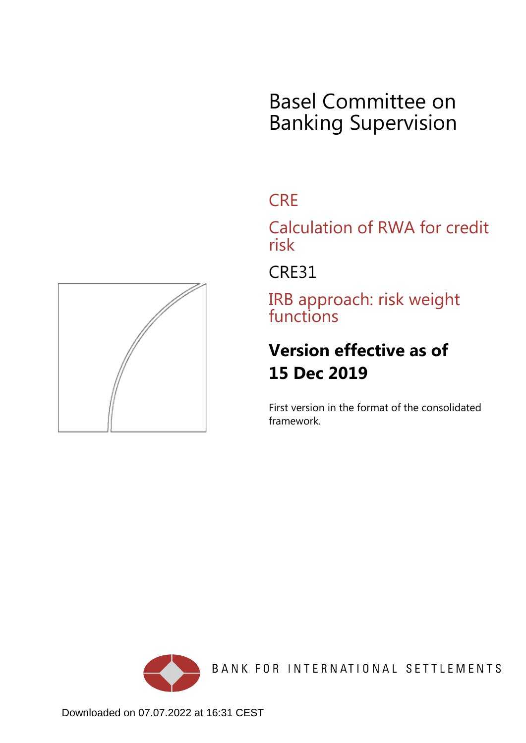# Basel Committee on Banking Supervision

## CRE

## Calculation of RWA for credit risk

## CRE31

## IRB approach: risk weight functions

**Version effective as of 15 Dec 2019**

First version in the format of the consolidated framework.

BANK FOR INTERNATIONAL SETTLEMENTS

Downloaded on 07.07.2022 at 16:31 CEST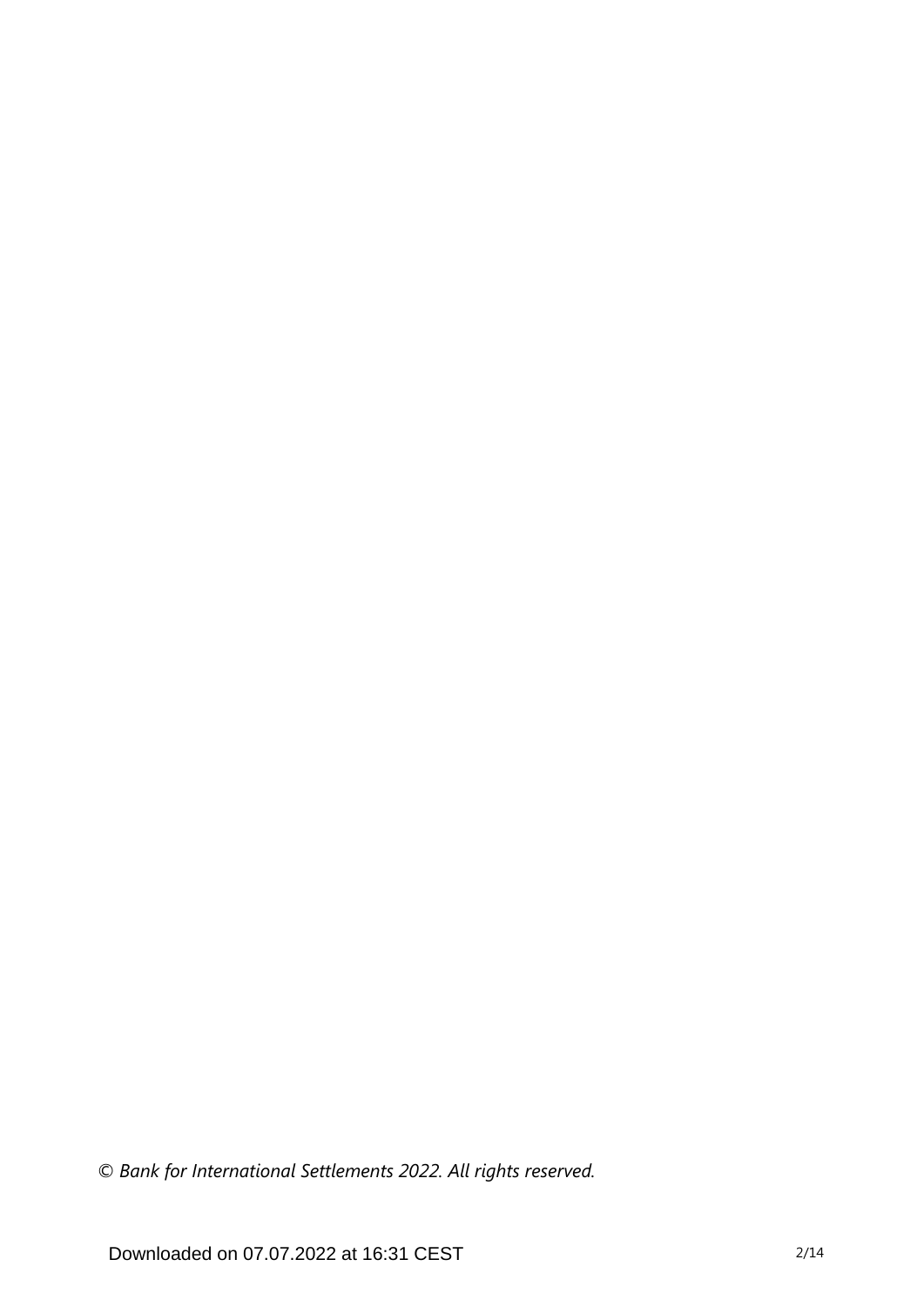*© Bank for International Settlements 2022. All rights reserved.*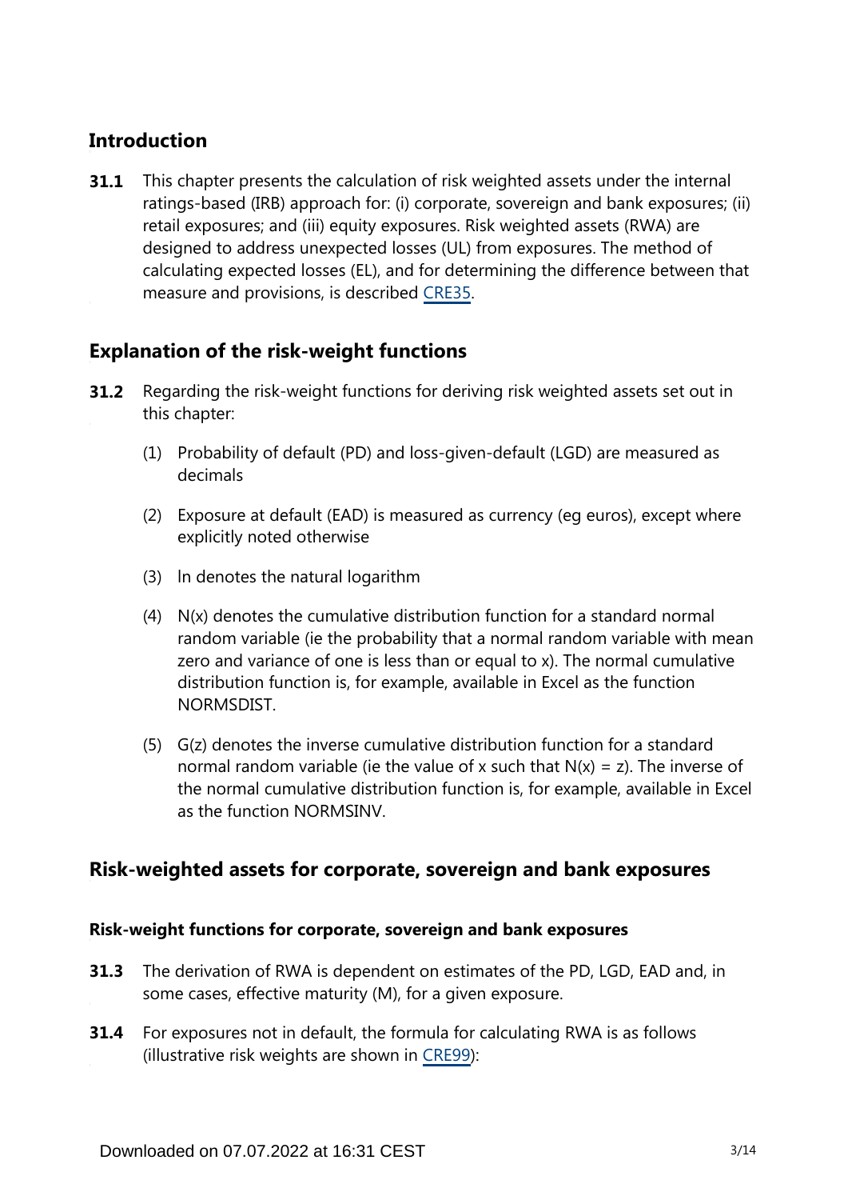## Introduction

**31.1** This chapter presents the calculation of risk weighted assets under the internal ratings-based (IRB) approach for: (i) corporate, sovereign and bank exposures; (ii) retail exposures; and (iii) equity exposures. Risk weighted assets (RWA) are designed to address unexpected losses (UL) from exposures. The method of calculating expected losses (EL), and for determining the difference between that measure and provisions, is described CRE35.

## Explanation of the risk-weight functions

**31.2** Regarding the risk-weight functions for deriving risk weighted assets set out in this chapter:

(1) Probability of default (PD) and loss-given-default (LGD) are measured as decimals

(2) Exposure at default (EAD) is measured as currency (eg euros), except where explicitly noted otherwise

(3) ln denotes the natural logarithm

(4) N(x) denotes the cumulative distribution function for a standard normal random variable (ie the probability that a normal random variable with mean zero and variance of one is less than or equal to x). The normal cumulative distribution function is, for example, available in Excel as the function NORMSDIST.

(5) G(z) denotes the inverse cumulative distribution function for a standard normal random variable (ie the value of x such that N(x) = z). The inverse of the normal cumulative distribution function is, for example, available in Excel as the function NORMSINV.

## Risk-weighted assets for corporate, sovereign and bank exposures

### Risk-weight functions for corporate, sovereign and bank exposures

**31.3** The derivation of RWA is dependent on estimates of the PD, LGD, EAD and, in some cases, effective maturity (M), for a given exposure.

**31.4** For exposures not in default, the formula for calculating RWA is as follows (illustrative risk weights are shown in CRE99):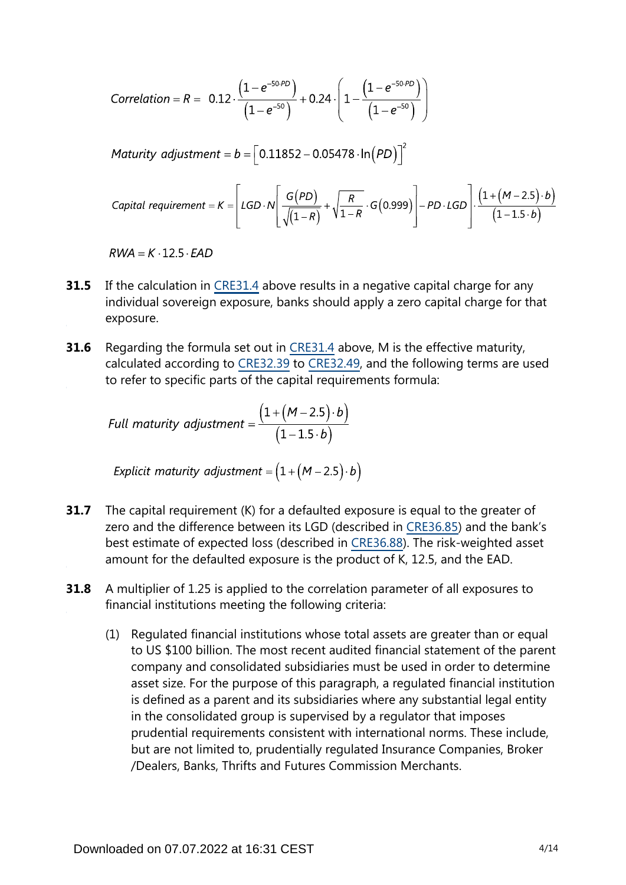$$Correlation = R = 0.12 \cdot \frac{\left(1 - e^{-50 \cdot PD}\right)}{\left(1 - e^{-50}\right)} + 0.24 \cdot \left(1 - \frac{\left(1 - e^{-50 \cdot PD}\right)}{\left(1 - e^{-50}\right)}\right)$$

$$Maturity\ adjustment = b = \left[0.11852 - 0.05478 \cdot \ln\left(PD\right)\right]^2$$

$$Capital\ requirement = K = \left[LGD \cdot N\left[\frac{G\left(PD\right)}{\sqrt{\left(1-R\right)}} + \sqrt{\frac{R}{1-R}} \cdot G\left(0.999\right)\right] - PD \cdot LGD\right] \cdot \frac{\left(1 + \left(M - 2.5\right) \cdot b\right)}{\left(1 - 1.5 \cdot b\right)}$$

$$RWA = K \cdot 12.5 \cdot EAD$$

**31.5** If the calculation in CRE31.4 above results in a negative capital charge for any individual sovereign exposure, banks should apply a zero capital charge for that exposure.

**31.6** Regarding the formula set out in CRE31.4 above, M is the effective maturity, calculated according to CRE32.39 to CRE32.49, and the following terms are used to refer to specific parts of the capital requirements formula:

$$Full\ maturity\ adjustment = \frac{\left(1 + \left(M - 2.5\right) \cdot b\right)}{\left(1 - 1.5 \cdot b\right)}$$

$$Explicit\ maturity\ adjustment = \left(1 + \left(M - 2.5\right) \cdot b\right)$$

**31.7** The capital requirement (K) for a defaulted exposure is equal to the greater of zero and the difference between its LGD (described in CRE36.85) and the bank's best estimate of expected loss (described in CRE36.88). The risk-weighted asset amount for the defaulted exposure is the product of K, 12.5, and the EAD.

**31.8** A multiplier of 1.25 is applied to the correlation parameter of all exposures to financial institutions meeting the following criteria:

(1) Regulated financial institutions whose total assets are greater than or equal to US $100 billion. The most recent audited financial statement of the parent company and consolidated subsidiaries must be used in order to determine asset size. For the purpose of this paragraph, a regulated financial institution is defined as a parent and its subsidiaries where any substantial legal entity in the consolidated group is supervised by a regulator that imposes prudential requirements consistent with international norms. These include, but are not limited to, prudentially regulated Insurance Companies, Broker /Dealers, Banks, Thrifts and Futures Commission Merchants.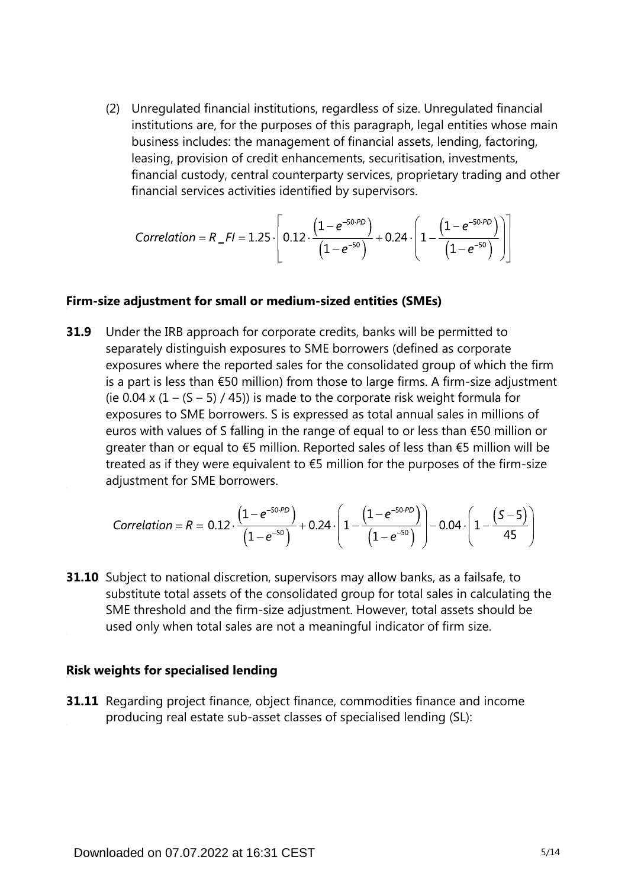(2) Unregulated financial institutions, regardless of size. Unregulated financial institutions are, for the purposes of this paragraph, legal entities whose main business includes: the management of financial assets, lending, factoring, leasing, provision of credit enhancements, securitisation, investments, financial custody, central counterparty services, proprietary trading and other financial services activities identified by supervisors.

$$Correlation = R\_FI = 1.25 \cdot \left[ 0.12 \cdot \frac{\left(1 - e^{-50 \cdot PD}\right)}{\left(1 - e^{-50}\right)} + 0.24 \cdot \left( 1 - \frac{\left(1 - e^{-50 \cdot PD}\right)}{\left(1 - e^{-50}\right)} \right) \right]$$

### Firm-size adjustment for small or medium-sized entities (SMEs)

**31.9** Under the IRB approach for corporate credits, banks will be permitted to separately distinguish exposures to SME borrowers (defined as corporate exposures where the reported sales for the consolidated group of which the firm is a part is less than €50 million) from those to large firms. A firm-size adjustment (ie 0.04 x (1 – (S – 5) / 45)) is made to the corporate risk weight formula for exposures to SME borrowers. S is expressed as total annual sales in millions of euros with values of S falling in the range of equal to or less than €50 million or greater than or equal to €5 million. Reported sales of less than €5 million will be treated as if they were equivalent to €5 million for the purposes of the firm-size adjustment for SME borrowers.

$$Correlation = R = 0.12 \cdot \frac{\left(1 - e^{-50 \cdot PD}\right)}{\left(1 - e^{-50}\right)} + 0.24 \cdot \left( 1 - \frac{\left(1 - e^{-50 \cdot PD}\right)}{\left(1 - e^{-50}\right)} \right) - 0.04 \cdot \left( 1 - \frac{\left(S - 5\right)}{45} \right)$$

**31.10** Subject to national discretion, supervisors may allow banks, as a failsafe, to substitute total assets of the consolidated group for total sales in calculating the SME threshold and the firm-size adjustment. However, total assets should be used only when total sales are not a meaningful indicator of firm size.

### Risk weights for specialised lending

**31.11** Regarding project finance, object finance, commodities finance and income producing real estate sub-asset classes of specialised lending (SL):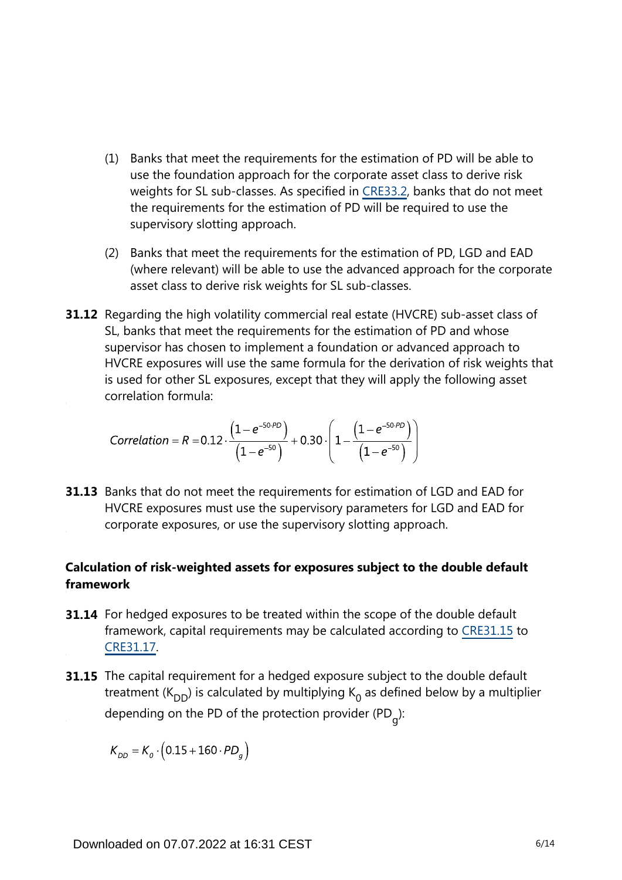(1) Banks that meet the requirements for the estimation of PD will be able to use the foundation approach for the corporate asset class to derive risk weights for SL sub-classes. As specified in CRE33.2, banks that do not meet the requirements for the estimation of PD will be required to use the supervisory slotting approach.

(2) Banks that meet the requirements for the estimation of PD, LGD and EAD (where relevant) will be able to use the advanced approach for the corporate asset class to derive risk weights for SL sub-classes.

**31.12** Regarding the high volatility commercial real estate (HVCRE) sub-asset class of SL, banks that meet the requirements for the estimation of PD and whose supervisor has chosen to implement a foundation or advanced approach to HVCRE exposures will use the same formula for the derivation of risk weights that is used for other SL exposures, except that they will apply the following asset correlation formula:

$$Correlation = R = 0.12 \cdot \frac{\left(1-e^{-50 \cdot PD}\right)}{\left(1-e^{-50}\right)} + 0.30 \cdot \left(1 - \frac{\left(1-e^{-50 \cdot PD}\right)}{\left(1-e^{-50}\right)}\right)$$

**31.13** Banks that do not meet the requirements for estimation of LGD and EAD for HVCRE exposures must use the supervisory parameters for LGD and EAD for corporate exposures, or use the supervisory slotting approach.

### Calculation of risk-weighted assets for exposures subject to the double default framework

**31.14** For hedged exposures to be treated within the scope of the double default framework, capital requirements may be calculated according to CRE31.15 to CRE31.17.

**31.15** The capital requirement for a hedged exposure subject to the double default treatment ($K_{DD}$) is calculated by multiplying $K_0$ as defined below by a multiplier depending on the PD of the protection provider ($PD_g$):

$$K_{DD} = K_0 \cdot \left(0.15 + 160 \cdot PD_g\right)$$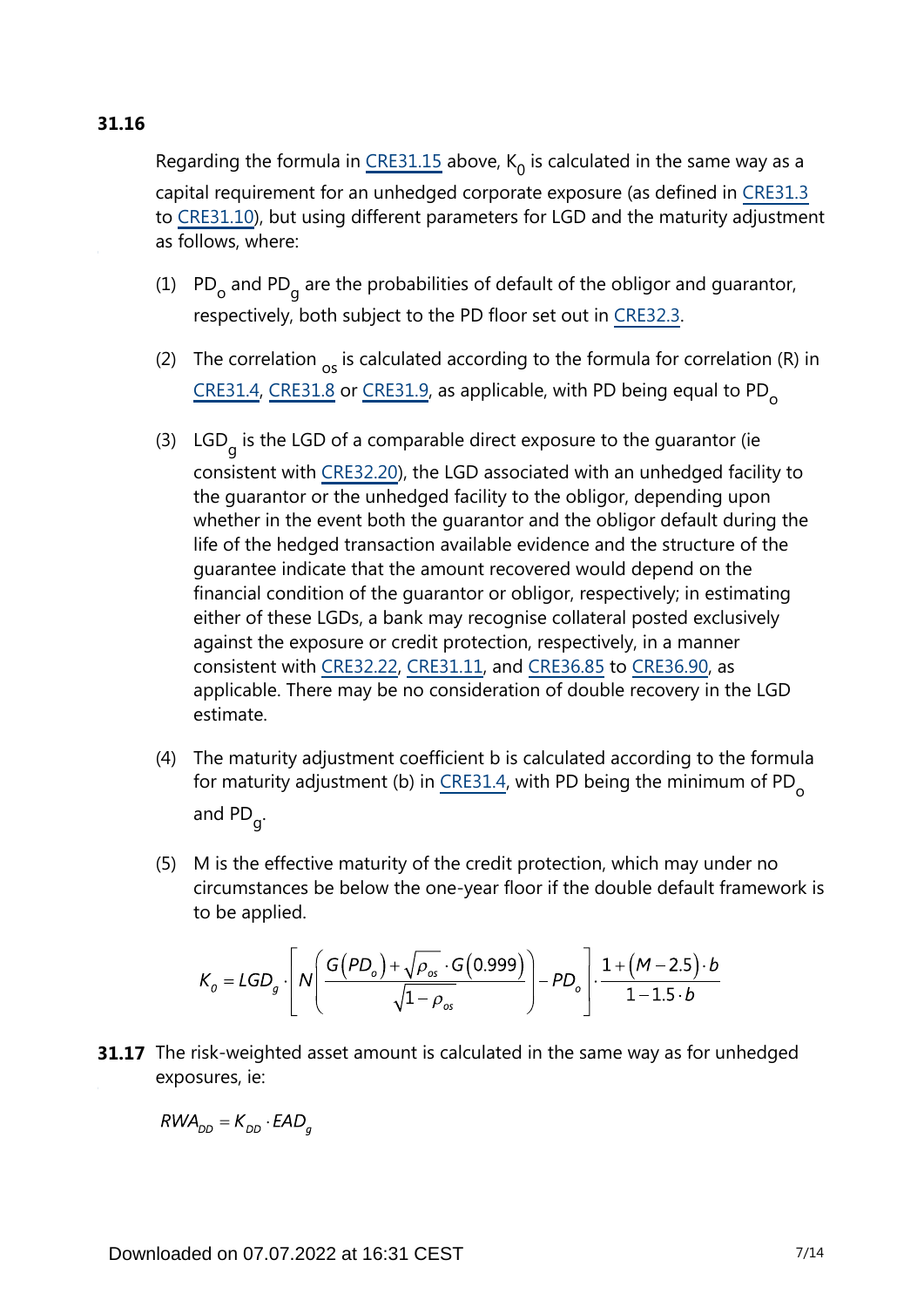**31.16**

Regarding the formula in CRE31.15 above, $K_0$ is calculated in the same way as a capital requirement for an unhedged corporate exposure (as defined in CRE31.3 to CRE31.10), but using different parameters for LGD and the maturity adjustment as follows, where:

(1) $PD_o$ and $PD_g$ are the probabilities of default of the obligor and guarantor, respectively, both subject to the PD floor set out in CRE32.3.

(2) The correlation $_{os}$ is calculated according to the formula for correlation (R) in CRE31.4, CRE31.8 or CRE31.9, as applicable, with PD being equal to $PD_o$

(3) $LGD_g$ is the LGD of a comparable direct exposure to the guarantor (ie consistent with CRE32.20), the LGD associated with an unhedged facility to the guarantor or the unhedged facility to the obligor, depending upon whether in the event both the guarantor and the obligor default during the life of the hedged transaction available evidence and the structure of the guarantee indicate that the amount recovered would depend on the financial condition of the guarantor or obligor, respectively; in estimating either of these LGDs, a bank may recognise collateral posted exclusively against the exposure or credit protection, respectively, in a manner consistent with CRE32.22, CRE31.11, and CRE36.85 to CRE36.90, as applicable. There may be no consideration of double recovery in the LGD estimate.

(4) The maturity adjustment coefficient b is calculated according to the formula for maturity adjustment (b) in CRE31.4, with PD being the minimum of $PD_o$ and $PD_g$.

(5) M is the effective maturity of the credit protection, which may under no circumstances be below the one-year floor if the double default framework is to be applied.

$$K_o = LGD_g \cdot \left[ N\left( \frac{G(PD_o) + \sqrt{\rho_{os}} \cdot G(0.999)}{\sqrt{1-\rho_{os}}} \right) - PD_o \right] \cdot \frac{1+(M-2.5)\cdot b}{1-1.5\cdot b}$$

**31.17** The risk-weighted asset amount is calculated in the same way as for unhedged exposures, ie:

$$RWA_{DD} = K_{DD} \cdot EAD_g$$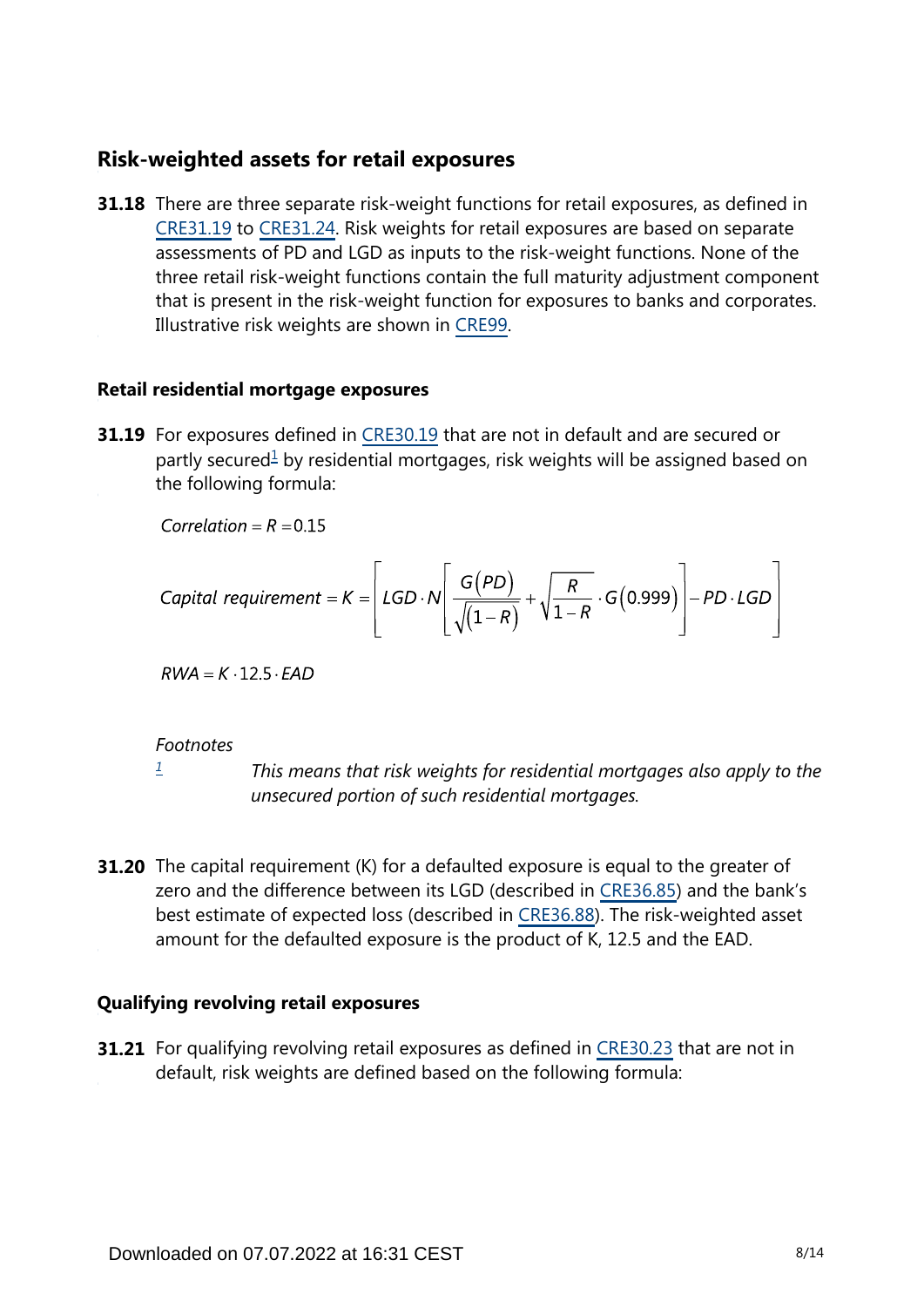## Risk-weighted assets for retail exposures

**31.18** There are three separate risk-weight functions for retail exposures, as defined in CRE31.19 to CRE31.24. Risk weights for retail exposures are based on separate assessments of PD and LGD as inputs to the risk-weight functions. None of the three retail risk-weight functions contain the full maturity adjustment component that is present in the risk-weight function for exposures to banks and corporates. Illustrative risk weights are shown in CRE99.

### Retail residential mortgage exposures

**31.19** For exposures defined in CRE30.19 that are not in default and are secured or partly secured[1] by residential mortgages, risk weights will be assigned based on the following formula:

$$Correlation = R = 0.15$$

$$Capital\ requirement = K = \left[ LGD \cdot N \left[ \frac{G(PD)}{\sqrt{(1-R)}} + \sqrt{\frac{R}{1-R}} \cdot G(0.999) \right] - PD \cdot LGD \right]$$

$$RWA = K \cdot 12.5 \cdot EAD$$

*Footnotes*

[1] *This means that risk weights for residential mortgages also apply to the unsecured portion of such residential mortgages.*

**31.20** The capital requirement (K) for a defaulted exposure is equal to the greater of zero and the difference between its LGD (described in CRE36.85) and the bank's best estimate of expected loss (described in CRE36.88). The risk-weighted asset amount for the defaulted exposure is the product of K, 12.5 and the EAD.

### Qualifying revolving retail exposures

**31.21** For qualifying revolving retail exposures as defined in CRE30.23 that are not in default, risk weights are defined based on the following formula: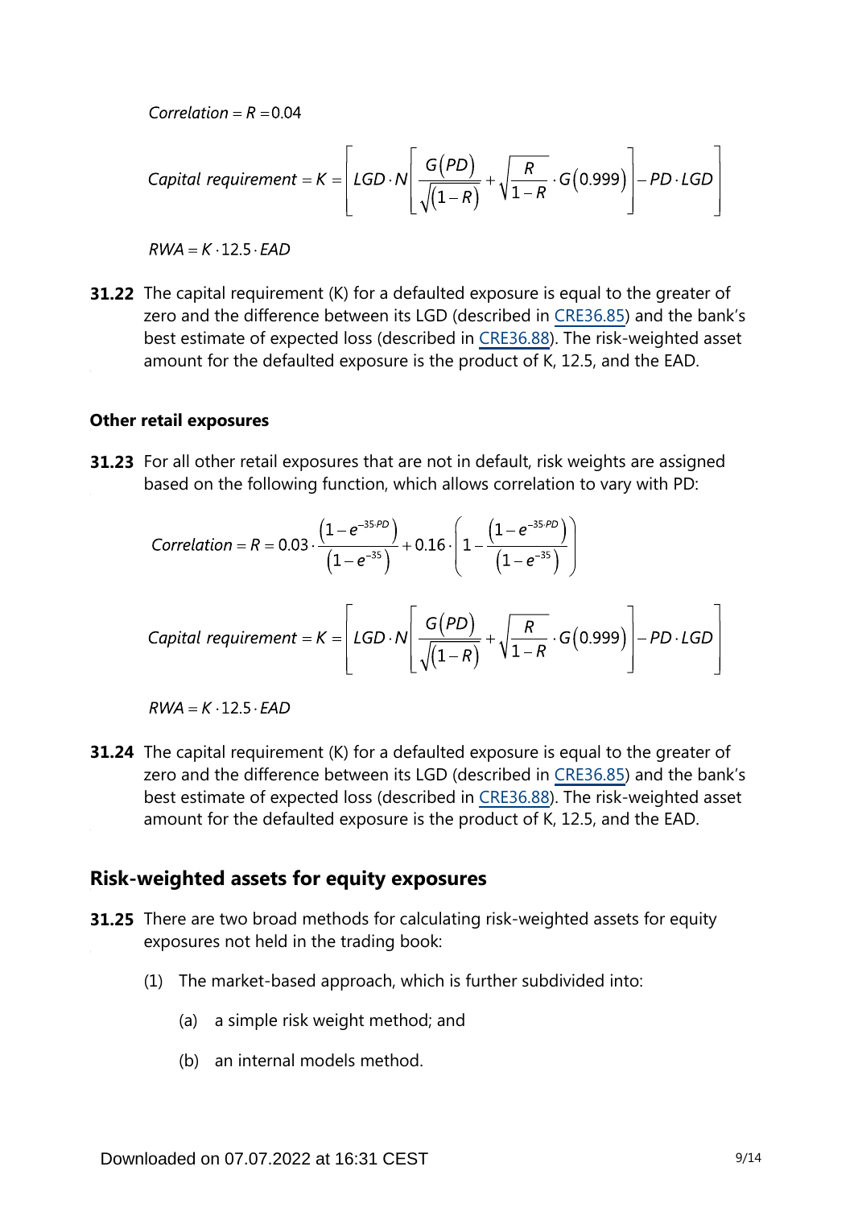$$Correlation = R = 0.04$$

$$Capital\ requirement = K = \left[ LGD \cdot N\left[ \frac{G(PD)}{\sqrt{(1-R)}} + \sqrt{\frac{R}{1-R}} \cdot G(0.999) \right] - PD \cdot LGD \right]$$

$$RWA = K \cdot 12.5 \cdot EAD$$

**31.22** The capital requirement (K) for a defaulted exposure is equal to the greater of zero and the difference between its LGD (described in CRE36.85) and the bank's best estimate of expected loss (described in CRE36.88). The risk-weighted asset amount for the defaulted exposure is the product of K, 12.5, and the EAD.

### Other retail exposures

**31.23** For all other retail exposures that are not in default, risk weights are assigned based on the following function, which allows correlation to vary with PD:

$$Correlation = R = 0.03 \cdot \frac{\left(1-e^{-35 \cdot PD}\right)}{\left(1-e^{-35}\right)} + 0.16 \cdot \left(1 - \frac{\left(1-e^{-35 \cdot PD}\right)}{\left(1-e^{-35}\right)}\right)$$

$$Capital\ requirement = K = \left[ LGD \cdot N\left[ \frac{G(PD)}{\sqrt{(1-R)}} + \sqrt{\frac{R}{1-R}} \cdot G(0.999) \right] - PD \cdot LGD \right]$$

$$RWA = K \cdot 12.5 \cdot EAD$$

**31.24** The capital requirement (K) for a defaulted exposure is equal to the greater of zero and the difference between its LGD (described in CRE36.85) and the bank's best estimate of expected loss (described in CRE36.88). The risk-weighted asset amount for the defaulted exposure is the product of K, 12.5, and the EAD.

## Risk-weighted assets for equity exposures

**31.25** There are two broad methods for calculating risk-weighted assets for equity exposures not held in the trading book:

(1) The market-based approach, which is further subdivided into:

(a) a simple risk weight method; and

(b) an internal models method.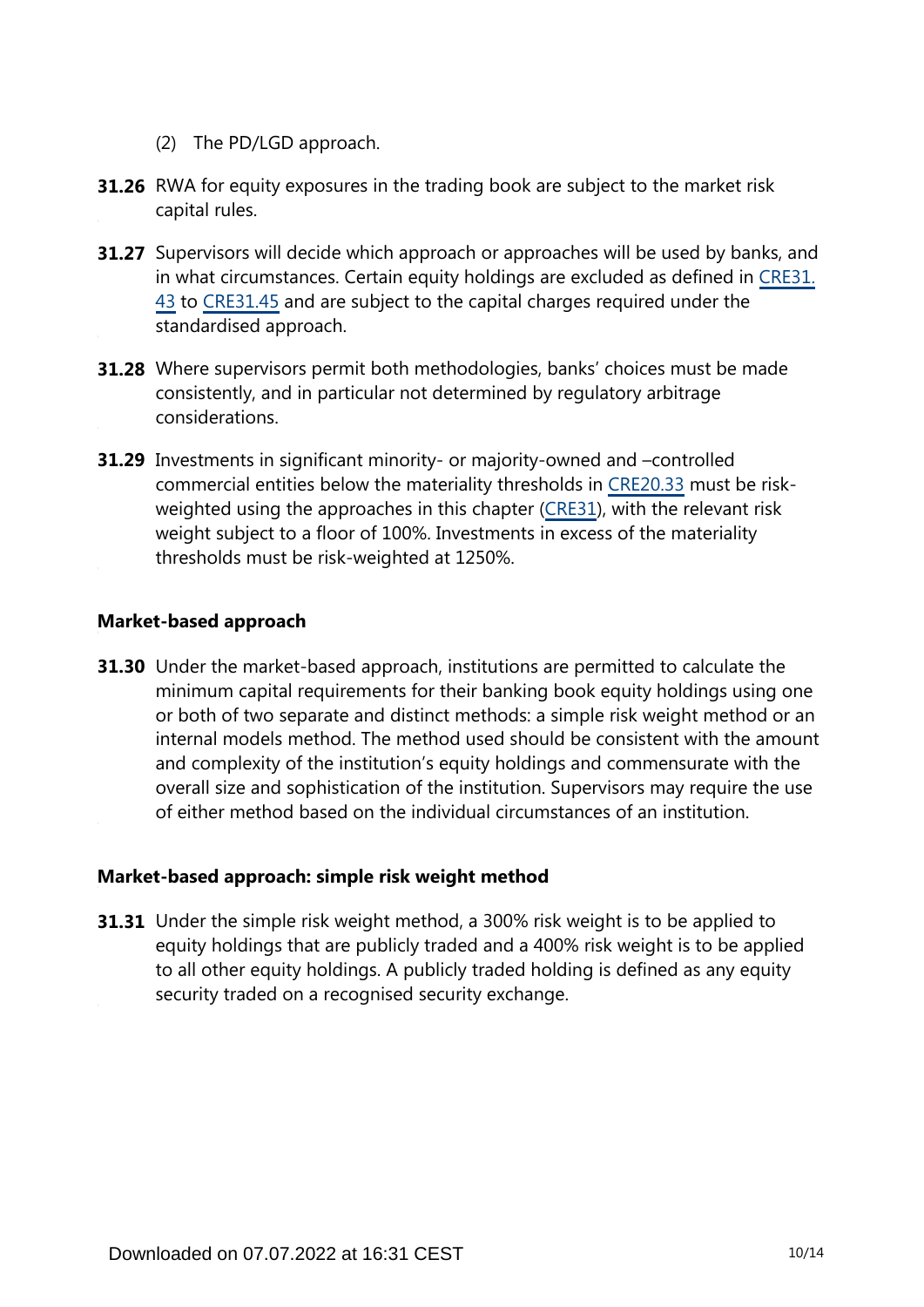(2) The PD/LGD approach.

**31.26** RWA for equity exposures in the trading book are subject to the market risk capital rules.

**31.27** Supervisors will decide which approach or approaches will be used by banks, and in what circumstances. Certain equity holdings are excluded as defined in CRE31.43 to CRE31.45 and are subject to the capital charges required under the standardised approach.

**31.28** Where supervisors permit both methodologies, banks' choices must be made consistently, and in particular not determined by regulatory arbitrage considerations.

**31.29** Investments in significant minority- or majority-owned and –controlled commercial entities below the materiality thresholds in CRE20.33 must be risk-weighted using the approaches in this chapter (CRE31), with the relevant risk weight subject to a floor of 100%. Investments in excess of the materiality thresholds must be risk-weighted at 1250%.

**Market-based approach**

**31.30** Under the market-based approach, institutions are permitted to calculate the minimum capital requirements for their banking book equity holdings using one or both of two separate and distinct methods: a simple risk weight method or an internal models method. The method used should be consistent with the amount and complexity of the institution's equity holdings and commensurate with the overall size and sophistication of the institution. Supervisors may require the use of either method based on the individual circumstances of an institution.

**Market-based approach: simple risk weight method**

**31.31** Under the simple risk weight method, a 300% risk weight is to be applied to equity holdings that are publicly traded and a 400% risk weight is to be applied to all other equity holdings. A publicly traded holding is defined as any equity security traded on a recognised security exchange.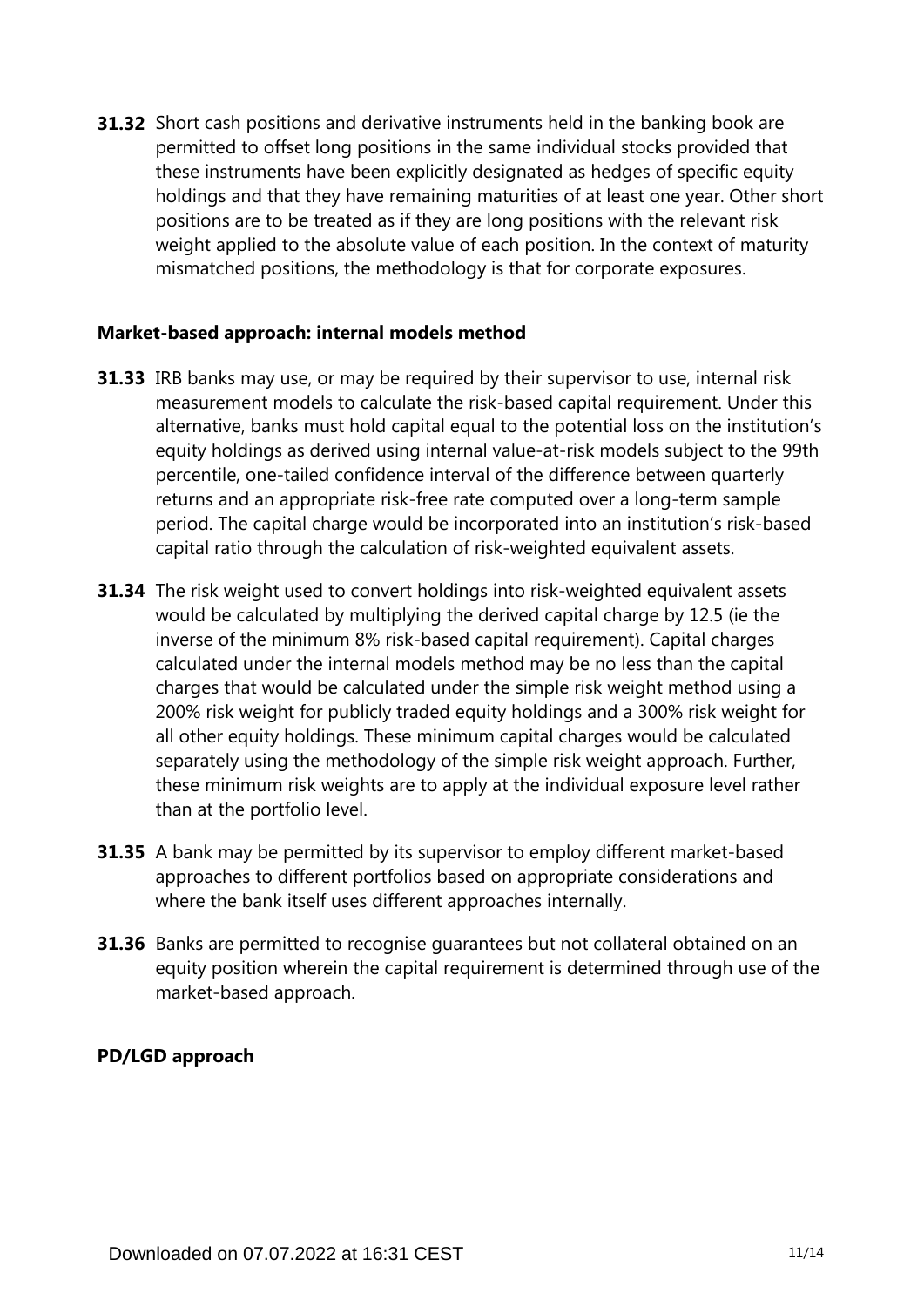**31.32** Short cash positions and derivative instruments held in the banking book are permitted to offset long positions in the same individual stocks provided that these instruments have been explicitly designated as hedges of specific equity holdings and that they have remaining maturities of at least one year. Other short positions are to be treated as if they are long positions with the relevant risk weight applied to the absolute value of each position. In the context of maturity mismatched positions, the methodology is that for corporate exposures.

### Market-based approach: internal models method

**31.33** IRB banks may use, or may be required by their supervisor to use, internal risk measurement models to calculate the risk-based capital requirement. Under this alternative, banks must hold capital equal to the potential loss on the institution's equity holdings as derived using internal value-at-risk models subject to the 99th percentile, one-tailed confidence interval of the difference between quarterly returns and an appropriate risk-free rate computed over a long-term sample period. The capital charge would be incorporated into an institution's risk-based capital ratio through the calculation of risk-weighted equivalent assets.

**31.34** The risk weight used to convert holdings into risk-weighted equivalent assets would be calculated by multiplying the derived capital charge by 12.5 (ie the inverse of the minimum 8% risk-based capital requirement). Capital charges calculated under the internal models method may be no less than the capital charges that would be calculated under the simple risk weight method using a 200% risk weight for publicly traded equity holdings and a 300% risk weight for all other equity holdings. These minimum capital charges would be calculated separately using the methodology of the simple risk weight approach. Further, these minimum risk weights are to apply at the individual exposure level rather than at the portfolio level.

**31.35** A bank may be permitted by its supervisor to employ different market-based approaches to different portfolios based on appropriate considerations and where the bank itself uses different approaches internally.

**31.36** Banks are permitted to recognise guarantees but not collateral obtained on an equity position wherein the capital requirement is determined through use of the market-based approach.

### PD/LGD approach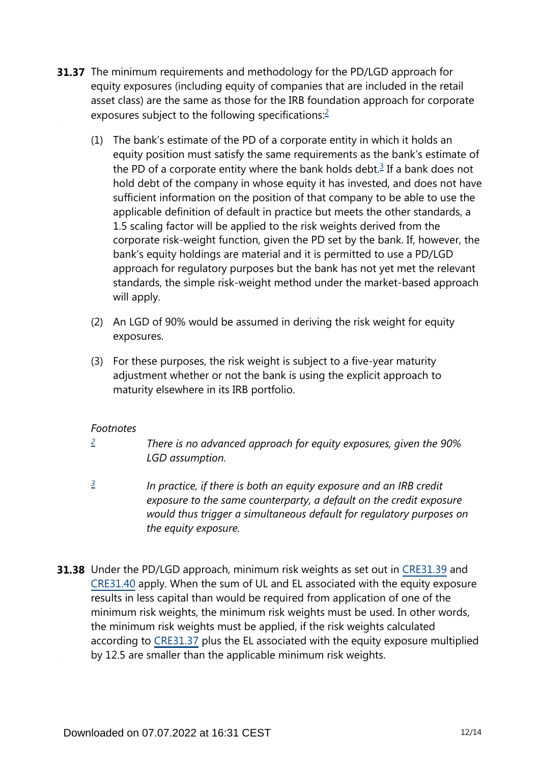**31.37** The minimum requirements and methodology for the PD/LGD approach for equity exposures (including equity of companies that are included in the retail asset class) are the same as those for the IRB foundation approach for corporate exposures subject to the following specifications:[2]

(1) The bank's estimate of the PD of a corporate entity in which it holds an equity position must satisfy the same requirements as the bank's estimate of the PD of a corporate entity where the bank holds debt.[3] If a bank does not hold debt of the company in whose equity it has invested, and does not have sufficient information on the position of that company to be able to use the applicable definition of default in practice but meets the other standards, a 1.5 scaling factor will be applied to the risk weights derived from the corporate risk-weight function, given the PD set by the bank. If, however, the bank's equity holdings are material and it is permitted to use a PD/LGD approach for regulatory purposes but the bank has not yet met the relevant standards, the simple risk-weight method under the market-based approach will apply.

(2) An LGD of 90% would be assumed in deriving the risk weight for equity exposures.

(3) For these purposes, the risk weight is subject to a five-year maturity adjustment whether or not the bank is using the explicit approach to maturity elsewhere in its IRB portfolio.

*Footnotes*

[2] *There is no advanced approach for equity exposures, given the 90% LGD assumption.*

[3] *In practice, if there is both an equity exposure and an IRB credit exposure to the same counterparty, a default on the credit exposure would thus trigger a simultaneous default for regulatory purposes on the equity exposure.*

**31.38** Under the PD/LGD approach, minimum risk weights as set out in CRE31.39 and CRE31.40 apply. When the sum of UL and EL associated with the equity exposure results in less capital than would be required from application of one of the minimum risk weights, the minimum risk weights must be used. In other words, the minimum risk weights must be applied, if the risk weights calculated according to CRE31.37 plus the EL associated with the equity exposure multiplied by 12.5 are smaller than the applicable minimum risk weights.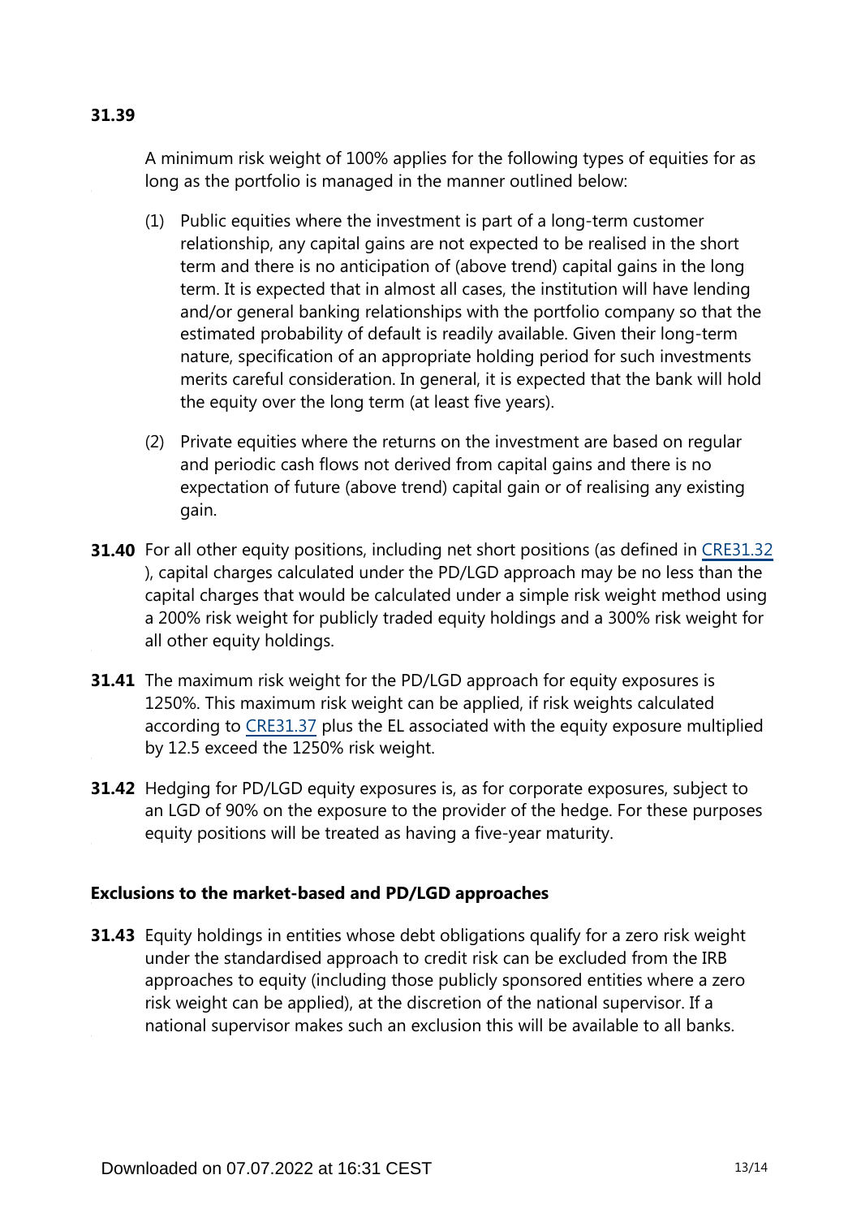**31.39**

A minimum risk weight of 100% applies for the following types of equities for as long as the portfolio is managed in the manner outlined below:

(1) Public equities where the investment is part of a long-term customer relationship, any capital gains are not expected to be realised in the short term and there is no anticipation of (above trend) capital gains in the long term. It is expected that in almost all cases, the institution will have lending and/or general banking relationships with the portfolio company so that the estimated probability of default is readily available. Given their long-term nature, specification of an appropriate holding period for such investments merits careful consideration. In general, it is expected that the bank will hold the equity over the long term (at least five years).

(2) Private equities where the returns on the investment are based on regular and periodic cash flows not derived from capital gains and there is no expectation of future (above trend) capital gain or of realising any existing gain.

**31.40** For all other equity positions, including net short positions (as defined in CRE31.32), capital charges calculated under the PD/LGD approach may be no less than the capital charges that would be calculated under a simple risk weight method using a 200% risk weight for publicly traded equity holdings and a 300% risk weight for all other equity holdings.

**31.41** The maximum risk weight for the PD/LGD approach for equity exposures is 1250%. This maximum risk weight can be applied, if risk weights calculated according to CRE31.37 plus the EL associated with the equity exposure multiplied by 12.5 exceed the 1250% risk weight.

**31.42** Hedging for PD/LGD equity exposures is, as for corporate exposures, subject to an LGD of 90% on the exposure to the provider of the hedge. For these purposes equity positions will be treated as having a five-year maturity.

### Exclusions to the market-based and PD/LGD approaches

**31.43** Equity holdings in entities whose debt obligations qualify for a zero risk weight under the standardised approach to credit risk can be excluded from the IRB approaches to equity (including those publicly sponsored entities where a zero risk weight can be applied), at the discretion of the national supervisor. If a national supervisor makes such an exclusion this will be available to all banks.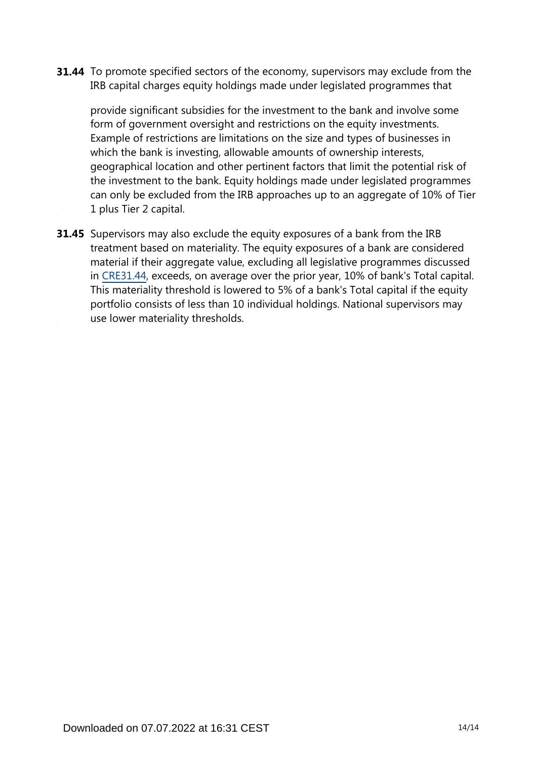**31.44** To promote specified sectors of the economy, supervisors may exclude from the IRB capital charges equity holdings made under legislated programmes that provide significant subsidies for the investment to the bank and involve some form of government oversight and restrictions on the equity investments. Example of restrictions are limitations on the size and types of businesses in which the bank is investing, allowable amounts of ownership interests, geographical location and other pertinent factors that limit the potential risk of the investment to the bank. Equity holdings made under legislated programmes can only be excluded from the IRB approaches up to an aggregate of 10% of Tier 1 plus Tier 2 capital.

**31.45** Supervisors may also exclude the equity exposures of a bank from the IRB treatment based on materiality. The equity exposures of a bank are considered material if their aggregate value, excluding all legislative programmes discussed in CRE31.44, exceeds, on average over the prior year, 10% of bank's Total capital. This materiality threshold is lowered to 5% of a bank's Total capital if the equity portfolio consists of less than 10 individual holdings. National supervisors may use lower materiality thresholds.